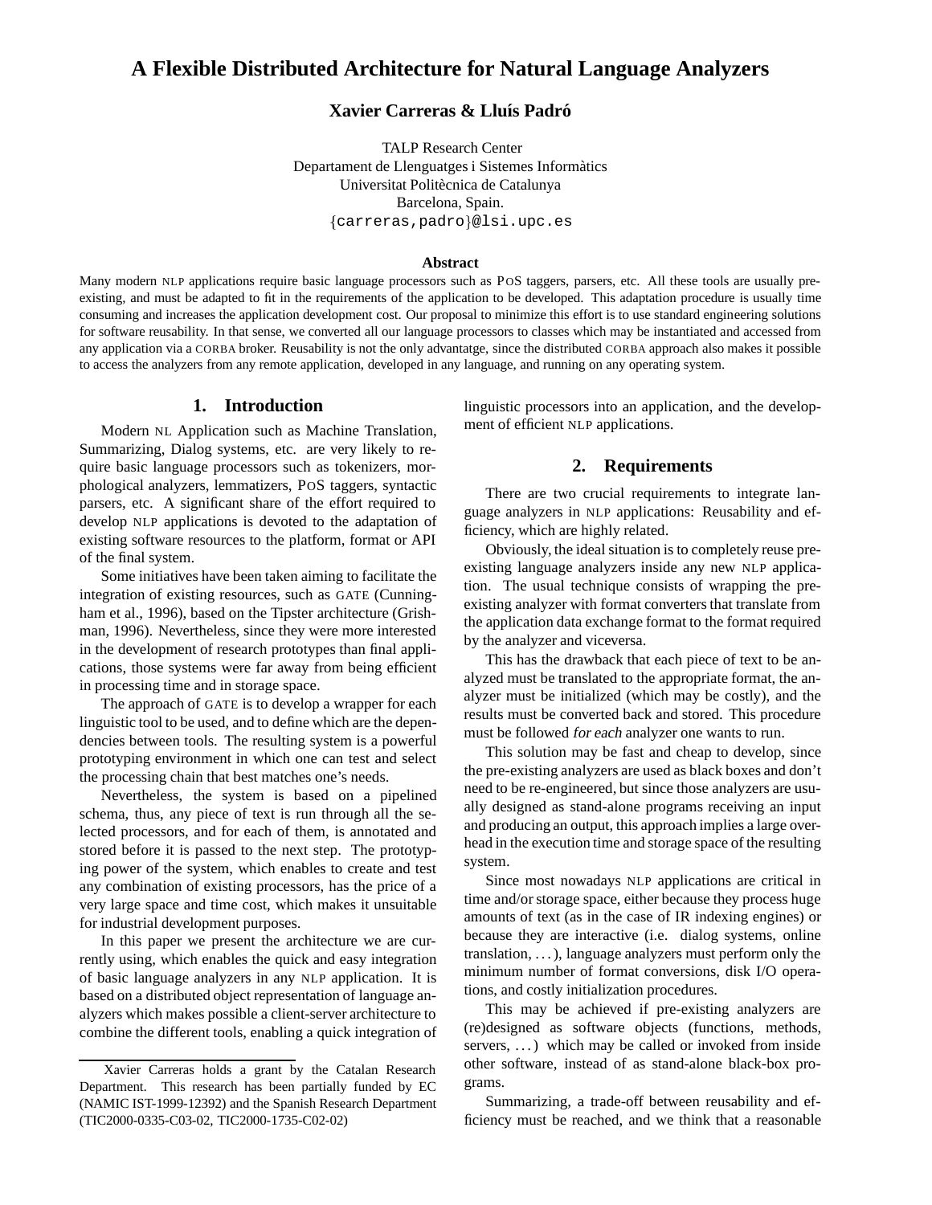# A Flexible Distributed Architecture for Natural Language Analyzers

**Xavier Carreras & Lluís Padró**

TALP Research Center
Departament de Llenguatges i Sistemes Informàtics
Universitat Politècnica de Catalunya
Barcelona, Spain.
{carreras,padro}@lsi.upc.es

**Abstract**

Many modern NLP applications require basic language processors such as POS taggers, parsers, etc. All these tools are usually pre-existing, and must be adapted to fit in the requirements of the application to be developed. This adaptation procedure is usually time consuming and increases the application development cost. Our proposal to minimize this effort is to use standard engineering solutions for software reusability. In that sense, we converted all our language processors to classes which may be instantiated and accessed from any application via a CORBA broker. Reusability is not the only advantatge, since the distributed CORBA approach also makes it possible to access the analyzers from any remote application, developed in any language, and running on any operating system.

## 1. Introduction

Modern NL Application such as Machine Translation, Summarizing, Dialog systems, etc. are very likely to require basic language processors such as tokenizers, morphological analyzers, lemmatizers, POS taggers, syntactic parsers, etc. A significant share of the effort required to develop NLP applications is devoted to the adaptation of existing software resources to the platform, format or API of the final system.

Some initiatives have been taken aiming to facilitate the integration of existing resources, such as GATE (Cunningham et al., 1996), based on the Tipster architecture (Grishman, 1996). Nevertheless, since they were more interested in the development of research prototypes than final applications, those systems were far away from being efficient in processing time and in storage space.

The approach of GATE is to develop a wrapper for each linguistic tool to be used, and to define which are the dependencies between tools. The resulting system is a powerful prototyping environment in which one can test and select the processing chain that best matches one's needs.

Nevertheless, the system is based on a pipelined schema, thus, any piece of text is run through all the selected processors, and for each of them, is annotated and stored before it is passed to the next step. The prototyping power of the system, which enables to create and test any combination of existing processors, has the price of a very large space and time cost, which makes it unsuitable for industrial development purposes.

In this paper we present the architecture we are currently using, which enables the quick and easy integration of basic language analyzers in any NLP application. It is based on a distributed object representation of language analyzers which makes possible a client-server architecture to combine the different tools, enabling a quick integration of linguistic processors into an application, and the development of efficient NLP applications.

## 2. Requirements

There are two crucial requirements to integrate language analyzers in NLP applications: Reusability and efficiency, which are highly related.

Obviously, the ideal situation is to completely reuse pre-existing language analyzers inside any new NLP application. The usual technique consists of wrapping the pre-existing analyzer with format converters that translate from the application data exchange format to the format required by the analyzer and viceversa.

This has the drawback that each piece of text to be analyzed must be translated to the appropriate format, the analyzer must be initialized (which may be costly), and the results must be converted back and stored. This procedure must be followed *for each* analyzer one wants to run.

This solution may be fast and cheap to develop, since the pre-existing analyzers are used as black boxes and don't need to be re-engineered, but since those analyzers are usually designed as stand-alone programs receiving an input and producing an output, this approach implies a large overhead in the execution time and storage space of the resulting system.

Since most nowadays NLP applications are critical in time and/or storage space, either because they process huge amounts of text (as in the case of IR indexing engines) or because they are interactive (i.e. dialog systems, online translation, ...), language analyzers must perform only the minimum number of format conversions, disk I/O operations, and costly initialization procedures.

This may be achieved if pre-existing analyzers are (re)designed as software objects (functions, methods, servers, ...) which may be called or invoked from inside other software, instead of as stand-alone black-box programs.

Summarizing, a trade-off between reusability and efficiency must be reached, and we think that a reasonable

---

Xavier Carreras holds a grant by the Catalan Research Department. This research has been partially funded by EC (NAMIC IST-1999-12392) and the Spanish Research Department (TIC2000-0335-C03-02, TIC2000-1735-C02-02)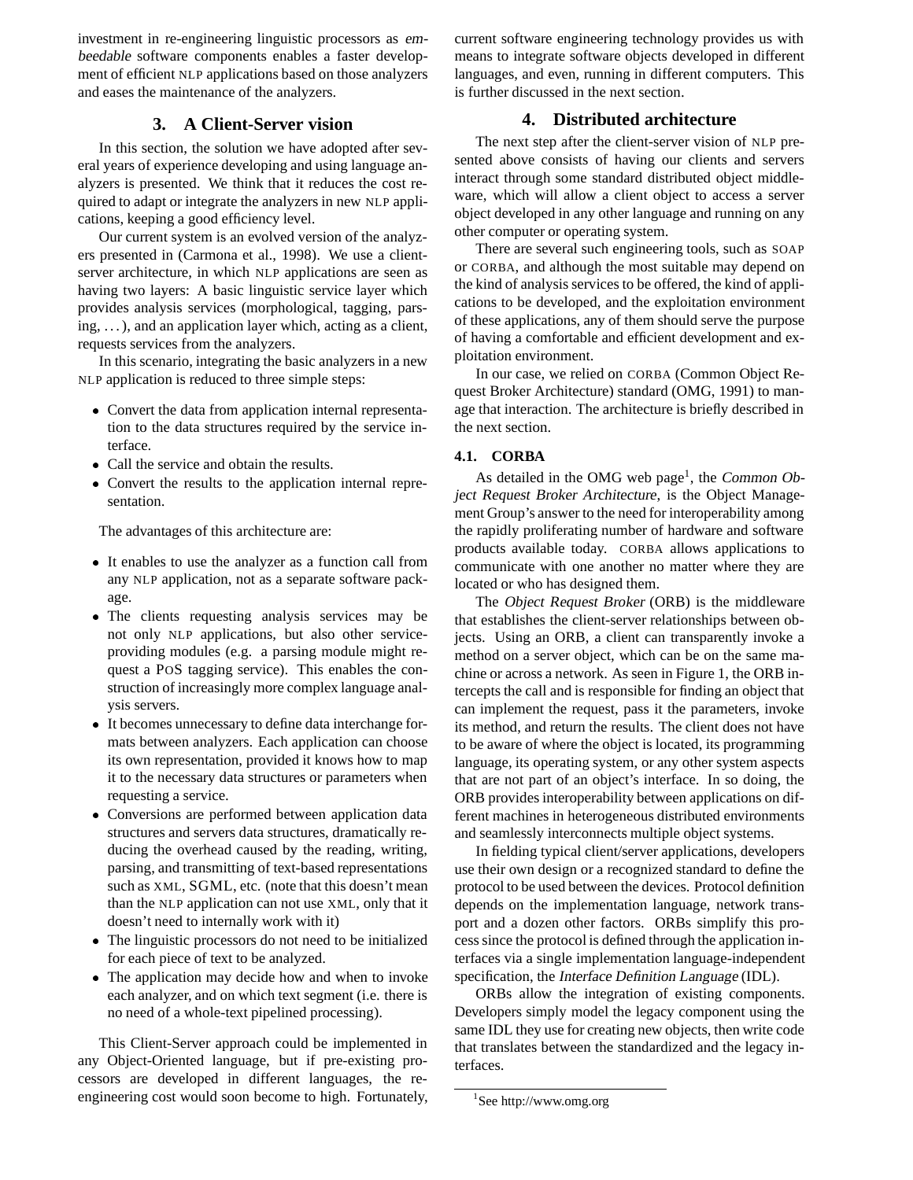investment in re-engineering linguistic processors as *embeedable* software components enables a faster development of efficient NLP applications based on those analyzers and eases the maintenance of the analyzers.

## 3. A Client-Server vision

In this section, the solution we have adopted after several years of experience developing and using language analyzers is presented. We think that it reduces the cost required to adapt or integrate the analyzers in new NLP applications, keeping a good efficiency level.

Our current system is an evolved version of the analyzers presented in (Carmona et al., 1998). We use a client-server architecture, in which NLP applications are seen as having two layers: A basic linguistic service layer which provides analysis services (morphological, tagging, parsing, ...), and an application layer which, acting as a client, requests services from the analyzers.

In this scenario, integrating the basic analyzers in a new NLP application is reduced to three simple steps:

- Convert the data from application internal representation to the data structures required by the service interface.
- Call the service and obtain the results.
- Convert the results to the application internal representation.

The advantages of this architecture are:

- It enables to use the analyzer as a function call from any NLP application, not as a separate software package.
- The clients requesting analysis services may be not only NLP applications, but also other service-providing modules (e.g. a parsing module might request a POS tagging service). This enables the construction of increasingly more complex language analysis servers.
- It becomes unnecessary to define data interchange formats between analyzers. Each application can choose its own representation, provided it knows how to map it to the necessary data structures or parameters when requesting a service.
- Conversions are performed between application data structures and servers data structures, dramatically reducing the overhead caused by the reading, writing, parsing, and transmitting of text-based representations such as XML, SGML, etc. (note that this doesn't mean than the NLP application can not use XML, only that it doesn't need to internally work with it)
- The linguistic processors do not need to be initialized for each piece of text to be analyzed.
- The application may decide how and when to invoke each analyzer, and on which text segment (i.e. there is no need of a whole-text pipelined processing).

This Client-Server approach could be implemented in any Object-Oriented language, but if pre-existing processors are developed in different languages, the re-engineering cost would soon become to high. Fortunately, current software engineering technology provides us with means to integrate software objects developed in different languages, and even, running in different computers. This is further discussed in the next section.

## 4. Distributed architecture

The next step after the client-server vision of NLP presented above consists of having our clients and servers interact through some standard distributed object middleware, which will allow a client object to access a server object developed in any other language and running on any other computer or operating system.

There are several such engineering tools, such as SOAP or CORBA, and although the most suitable may depend on the kind of analysis services to be offered, the kind of applications to be developed, and the exploitation environment of these applications, any of them should serve the purpose of having a comfortable and efficient development and exploitation environment.

In our case, we relied on CORBA (Common Object Request Broker Architecture) standard (OMG, 1991) to manage that interaction. The architecture is briefly described in the next section.

### 4.1. CORBA

As detailed in the OMG web page[1], the *Common Object Request Broker Architecture*, is the Object Management Group's answer to the need for interoperability among the rapidly proliferating number of hardware and software products available today. CORBA allows applications to communicate with one another no matter where they are located or who has designed them.

The *Object Request Broker* (ORB) is the middleware that establishes the client-server relationships between objects. Using an ORB, a client can transparently invoke a method on a server object, which can be on the same machine or across a network. As seen in Figure 1, the ORB intercepts the call and is responsible for finding an object that can implement the request, pass it the parameters, invoke its method, and return the results. The client does not have to be aware of where the object is located, its programming language, its operating system, or any other system aspects that are not part of an object's interface. In so doing, the ORB provides interoperability between applications on different machines in heterogeneous distributed environments and seamlessly interconnects multiple object systems.

In fielding typical client/server applications, developers use their own design or a recognized standard to define the protocol to be used between the devices. Protocol definition depends on the implementation language, network transport and a dozen other factors. ORBs simplify this process since the protocol is defined through the application interfaces via a single implementation language-independent specification, the *Interface Definition Language* (IDL).

ORBs allow the integration of existing components. Developers simply model the legacy component using the same IDL they use for creating new objects, then write code that translates between the standardized and the legacy interfaces.

[1] See http://www.omg.org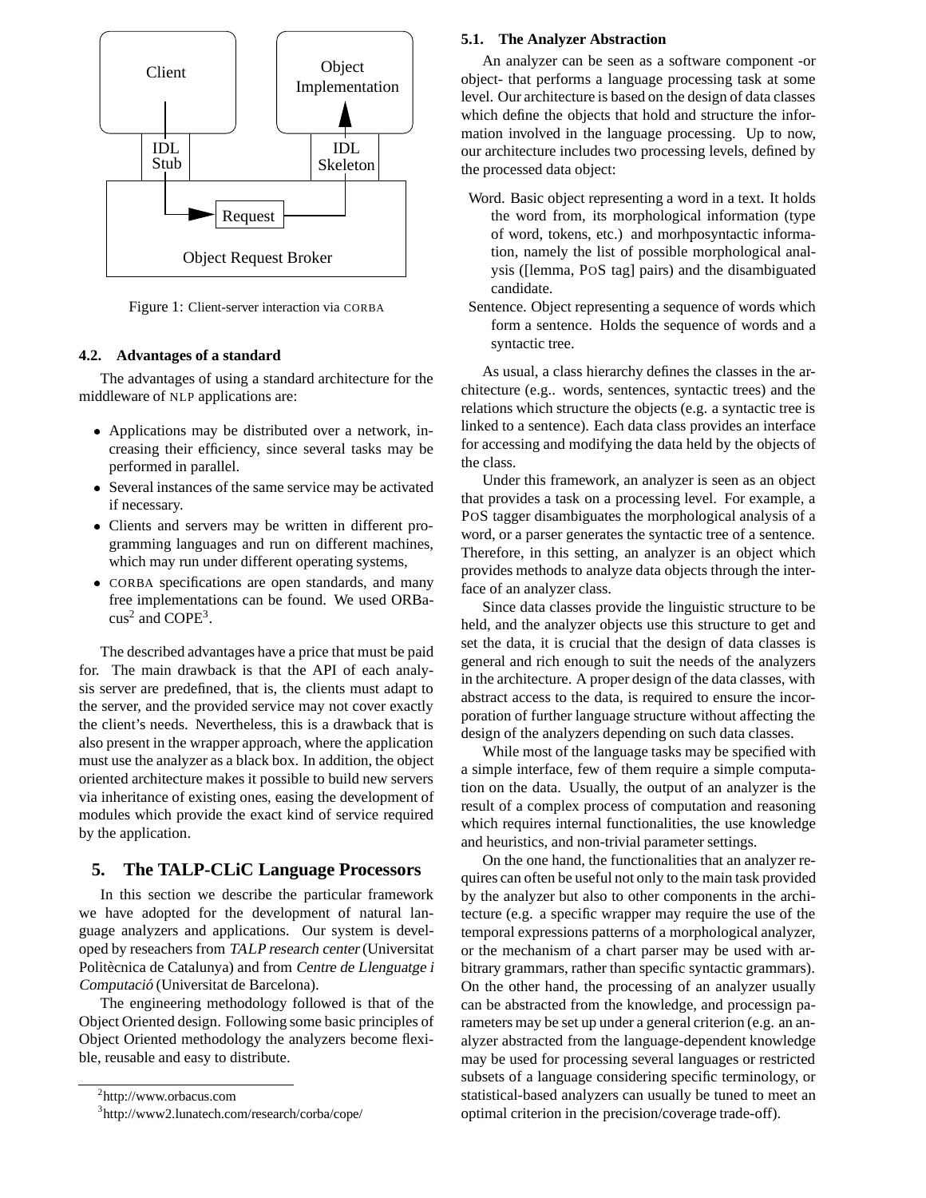Figure 1: Client-server interaction via CORBA

### 4.2. Advantages of a standard

The advantages of using a standard architecture for the middleware of NLP applications are:

- Applications may be distributed over a network, increasing their efficiency, since several tasks may be performed in parallel.
- Several instances of the same service may be activated if necessary.
- Clients and servers may be written in different programming languages and run on different machines, which may run under different operating systems,
- CORBA specifications are open standards, and many free implementations can be found. We used ORBacus[2] and COPE[3].

The described advantages have a price that must be paid for. The main drawback is that the API of each analysis server are predefined, that is, the clients must adapt to the server, and the provided service may not cover exactly the client's needs. Nevertheless, this is a drawback that is also present in the wrapper approach, where the application must use the analyzer as a black box. In addition, the object oriented architecture makes it possible to build new servers via inheritance of existing ones, easing the development of modules which provide the exact kind of service required by the application.

## 5. The TALP-CLiC Language Processors

In this section we describe the particular framework we have adopted for the development of natural language analyzers and applications. Our system is developed by reseachers from *TALP research center* (Universitat Politècnica de Catalunya) and from *Centre de Llenguatge i Computació* (Universitat de Barcelona).

The engineering methodology followed is that of the Object Oriented design. Following some basic principles of Object Oriented methodology the analyzers become flexible, reusable and easy to distribute.

[2]http://www.orbacus.com

[3]http://www2.lunatech.com/research/corba/cope/

### 5.1. The Analyzer Abstraction

An analyzer can be seen as a software component -or object- that performs a language processing task at some level. Our architecture is based on the design of data classes which define the objects that hold and structure the information involved in the language processing. Up to now, our architecture includes two processing levels, defined by the processed data object:

Word. Basic object representing a word in a text. It holds the word from, its morphological information (type of word, tokens, etc.) and morhposyntactic information, namely the list of possible morphological analysis ([lemma, POS tag] pairs) and the disambiguated candidate.

Sentence. Object representing a sequence of words which form a sentence. Holds the sequence of words and a syntactic tree.

As usual, a class hierarchy defines the classes in the architecture (e.g.. words, sentences, syntactic trees) and the relations which structure the objects (e.g. a syntactic tree is linked to a sentence). Each data class provides an interface for accessing and modifying the data held by the objects of the class.

Under this framework, an analyzer is seen as an object that provides a task on a processing level. For example, a POS tagger disambiguates the morphological analysis of a word, or a parser generates the syntactic tree of a sentence. Therefore, in this setting, an analyzer is an object which provides methods to analyze data objects through the interface of an analyzer class.

Since data classes provide the linguistic structure to be held, and the analyzer objects use this structure to get and set the data, it is crucial that the design of data classes is general and rich enough to suit the needs of the analyzers in the architecture. A proper design of the data classes, with abstract access to the data, is required to ensure the incorporation of further language structure without affecting the design of the analyzers depending on such data classes.

While most of the language tasks may be specified with a simple interface, few of them require a simple computation on the data. Usually, the output of an analyzer is the result of a complex process of computation and reasoning which requires internal functionalities, the use knowledge and heuristics, and non-trivial parameter settings.

On the one hand, the functionalities that an analyzer requires can often be useful not only to the main task provided by the analyzer but also to other components in the architecture (e.g. a specific wrapper may require the use of the temporal expressions patterns of a morphological analyzer, or the mechanism of a chart parser may be used with arbitrary grammars, rather than specific syntactic grammars). On the other hand, the processing of an analyzer usually can be abstracted from the knowledge, and processgn parameters may be set up under a general criterion (e.g. an analyzer abstracted from the language-dependent knowledge may be used for processing several languages or restricted subsets of a language considering specific terminology, or statistical-based analyzers can usually be tuned to meet an optimal criterion in the precision/coverage trade-off).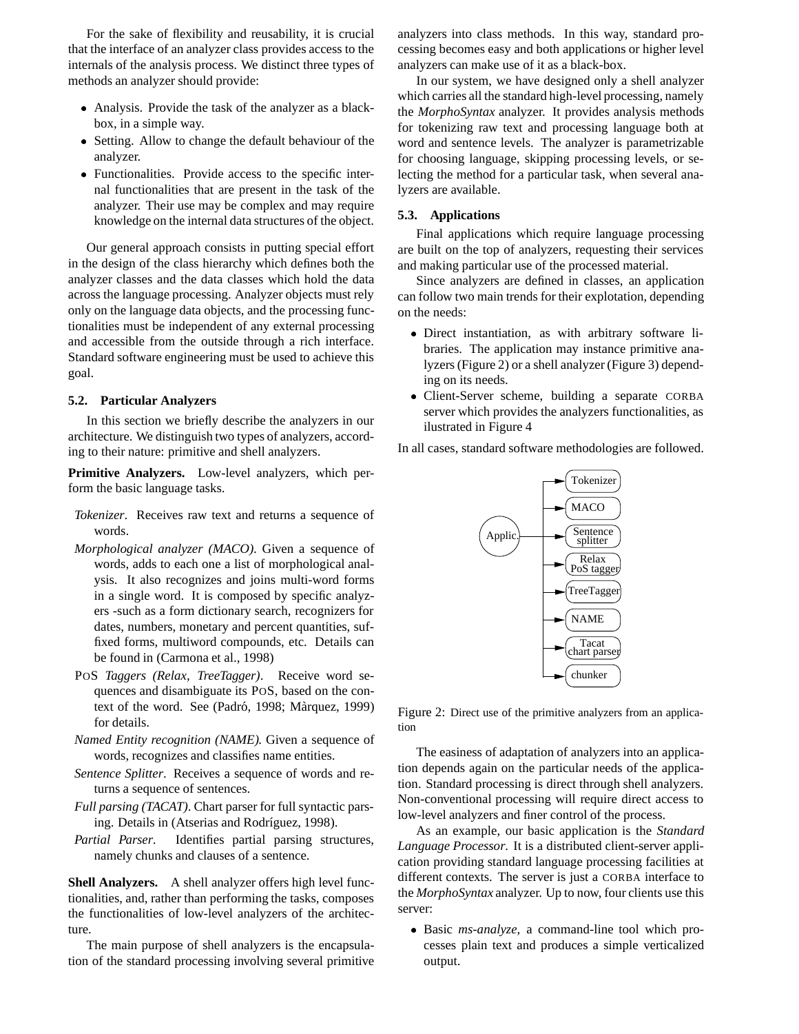For the sake of flexibility and reusability, it is crucial that the interface of an analyzer class provides access to the internals of the analysis process. We distinct three types of methods an analyzer should provide:

- Analysis. Provide the task of the analyzer as a black-box, in a simple way.
- Setting. Allow to change the default behaviour of the analyzer.
- Functionalities. Provide access to the specific internal functionalities that are present in the task of the analyzer. Their use may be complex and may require knowledge on the internal data structures of the object.

Our general approach consists in putting special effort in the design of the class hierarchy which defines both the analyzer classes and the data classes which hold the data across the language processing. Analyzer objects must rely only on the language data objects, and the processing functionalities must be independent of any external processing and accessible from the outside through a rich interface. Standard software engineering must be used to achieve this goal.

### 5.2. Particular Analyzers

In this section we briefly describe the analyzers in our architecture. We distinguish two types of analyzers, according to their nature: primitive and shell analyzers.

**Primitive Analyzers.** Low-level analyzers, which perform the basic language tasks.

*Tokenizer*. Receives raw text and returns a sequence of words.

*Morphological analyzer (MACO)*. Given a sequence of words, adds to each one a list of morphological analysis. It also recognizes and joins multi-word forms in a single word. It is composed by specific analyzers -such as a form dictionary search, recognizers for dates, numbers, monetary and percent quantities, suffixed forms, multiword compounds, etc. Details can be found in (Carmona et al., 1998)

POS *Taggers (Relax, TreeTagger)*. Receive word sequences and disambiguate its POS, based on the context of the word. See (Padró, 1998; Màrquez, 1999) for details.

*Named Entity recognition (NAME)*. Given a sequence of words, recognizes and classifies name entities.

*Sentence Splitter*. Receives a sequence of words and returns a sequence of sentences.

*Full parsing (TACAT)*. Chart parser for full syntactic parsing. Details in (Atserias and Rodríguez, 1998).

*Partial Parser*. Identifies partial parsing structures, namely chunks and clauses of a sentence.

**Shell Analyzers.** A shell analyzer offers high level functionalities, and, rather than performing the tasks, composes the functionalities of low-level analyzers of the architecture.

The main purpose of shell analyzers is the encapsulation of the standard processing involving several primitive analyzers into class methods. In this way, standard processing becomes easy and both applications or higher level analyzers can make use of it as a black-box.

In our system, we have designed only a shell analyzer which carries all the standard high-level processing, namely the *MorphoSyntax* analyzer. It provides analysis methods for tokenizing raw text and processing language both at word and sentence levels. The analyzer is parametrizable for choosing language, skipping processing levels, or selecting the method for a particular task, when several analyzers are available.

### 5.3. Applications

Final applications which require language processing are built on the top of analyzers, requesting their services and making particular use of the processed material.

Since analyzers are defined in classes, an application can follow two main trends for their explotation, depending on the needs:

- Direct instantiation, as with arbitrary software libraries. The application may instance primitive analyzers (Figure 2) or a shell analyzer (Figure 3) depending on its needs.
- Client-Server scheme, building a separate CORBA server which provides the analyzers functionalities, as ilustrated in Figure 4

In all cases, standard software methodologies are followed.

Figure 2: Direct use of the primitive analyzers from an application

The easiness of adaptation of analyzers into an application depends again on the particular needs of the application. Standard processing is direct through shell analyzers. Non-conventional processing will require direct access to low-level analyzers and finer control of the process.

As an example, our basic application is the *Standard Language Processor*. It is a distributed client-server application providing standard language processing facilities at different contexts. The server is just a CORBA interface to the *MorphoSyntax* analyzer. Up to now, four clients use this server:

- Basic *ms-analyze*, a command-line tool which processes plain text and produces a simple verticalized output.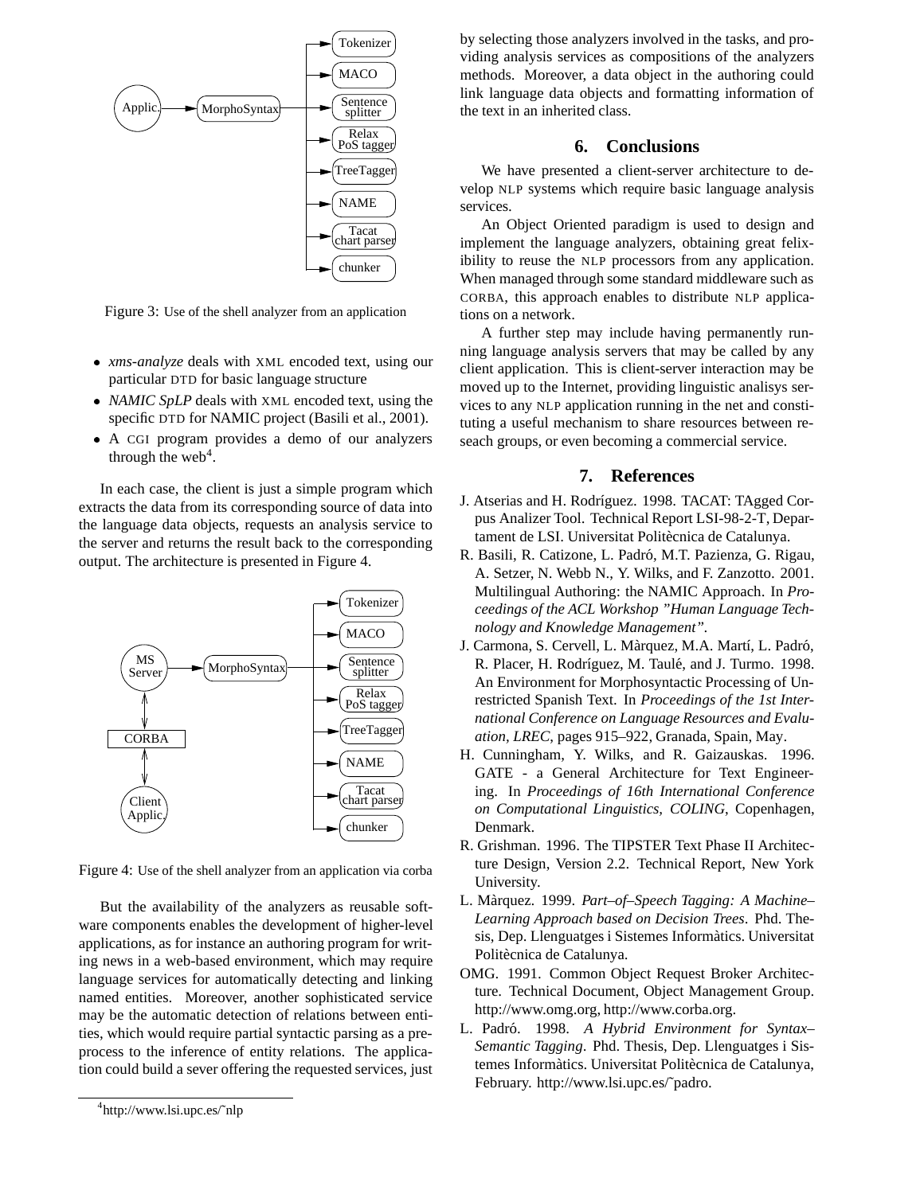Applic.

MorphoSyntax

Tokenizer

MACO

Sentence splitter

Relax PoS tagger

TreeTagger

NAME

Tacat chart parser

chunker

Figure 3: Use of the shell analyzer from an application

- *xms-analyze* deals with XML encoded text, using our particular DTD for basic language structure
- *NAMIC SpLP* deals with XML encoded text, using the specific DTD for NAMIC project (Basili et al., 2001).
- A CGI program provides a demo of our analyzers through the web[4].

In each case, the client is just a simple program which extracts the data from its corresponding source of data into the language data objects, requests an analysis service to the server and returns the result back to the corresponding output. The architecture is presented in Figure 4.

MS Server

MorphoSyntax

CORBA

Client Applic.

Tokenizer

MACO

Sentence splitter

Relax PoS tagger

TreeTagger

NAME

Tacat chart parser

chunker

Figure 4: Use of the shell analyzer from an application via corba

But the availability of the analyzers as reusable software components enables the development of higher-level applications, as for instance an authoring program for writing news in a web-based environment, which may require language services for automatically detecting and linking named entities. Moreover, another sophisticated service may be the automatic detection of relations between entities, which would require partial syntactic parsing as a preprocess to the inference of entity relations. The application could build a sever offering the requested services, just by selecting those analyzers involved in the tasks, and providing analysis services as compositions of the analyzers methods. Moreover, a data object in the authoring could link language data objects and formatting information of the text in an inherited class.

[4] http://www.lsi.upc.es/˜nlp

## 6. Conclusions

We have presented a client-server architecture to develop NLP systems which require basic language analysis services.

An Object Oriented paradigm is used to design and implement the language analyzers, obtaining great felxibility to reuse the NLP processors from any application. When managed through some standard middleware such as CORBA, this approach enables to distribute NLP applications on a network.

A further step may include having permanently running language analysis servers that may be called by any client application. This is client-server interaction may be moved up to the Internet, providing linguistic analisys services to any NLP application running in the net and constituting a useful mechanism to share resources between reseach groups, or even becoming a commercial service.

## 7. References

J. Atserias and H. Rodríguez. 1998. TACAT: TAgged Corpus Analizer Tool. Technical Report LSI-98-2-T, Departament de LSI. Universitat Politècnica de Catalunya.

R. Basili, R. Catizone, L. Padró, M.T. Pazienza, G. Rigau, A. Setzer, N. Webb N., Y. Wilks, and F. Zanzotto. 2001. Multilingual Authoring: the NAMIC Approach. In *Proceedings of the ACL Workshop "Human Language Technology and Knowledge Management"*.

J. Carmona, S. Cervell, L. Màrquez, M.A. Martí, L. Padró, R. Placer, H. Rodríguez, M. Taulé, and J. Turmo. 1998. An Environment for Morphosyntactic Processing of Unrestricted Spanish Text. In *Proceedings of the 1st International Conference on Language Resources and Evaluation, LREC*, pages 915–922, Granada, Spain, May.

H. Cunningham, Y. Wilks, and R. Gaizauskas. 1996. GATE - a General Architecture for Text Engineering. In *Proceedings of 16th International Conference on Computational Linguistics, COLING*, Copenhagen, Denmark.

R. Grishman. 1996. The TIPSTER Text Phase II Architecture Design, Version 2.2. Technical Report, New York University.

L. Màrquez. 1999. *Part–of–Speech Tagging: A Machine–Learning Approach based on Decision Trees*. Phd. Thesis, Dep. Llenguatges i Sistemes Informàtics. Universitat Politècnica de Catalunya.

OMG. 1991. Common Object Request Broker Architecture. Technical Document, Object Management Group. http://www.omg.org, http://www.corba.org.

L. Padró. 1998. *A Hybrid Environment for Syntax–Semantic Tagging*. Phd. Thesis, Dep. Llenguatges i Sistemes Informàtics. Universitat Politècnica de Catalunya, February. http://www.lsi.upc.es/˜padro.